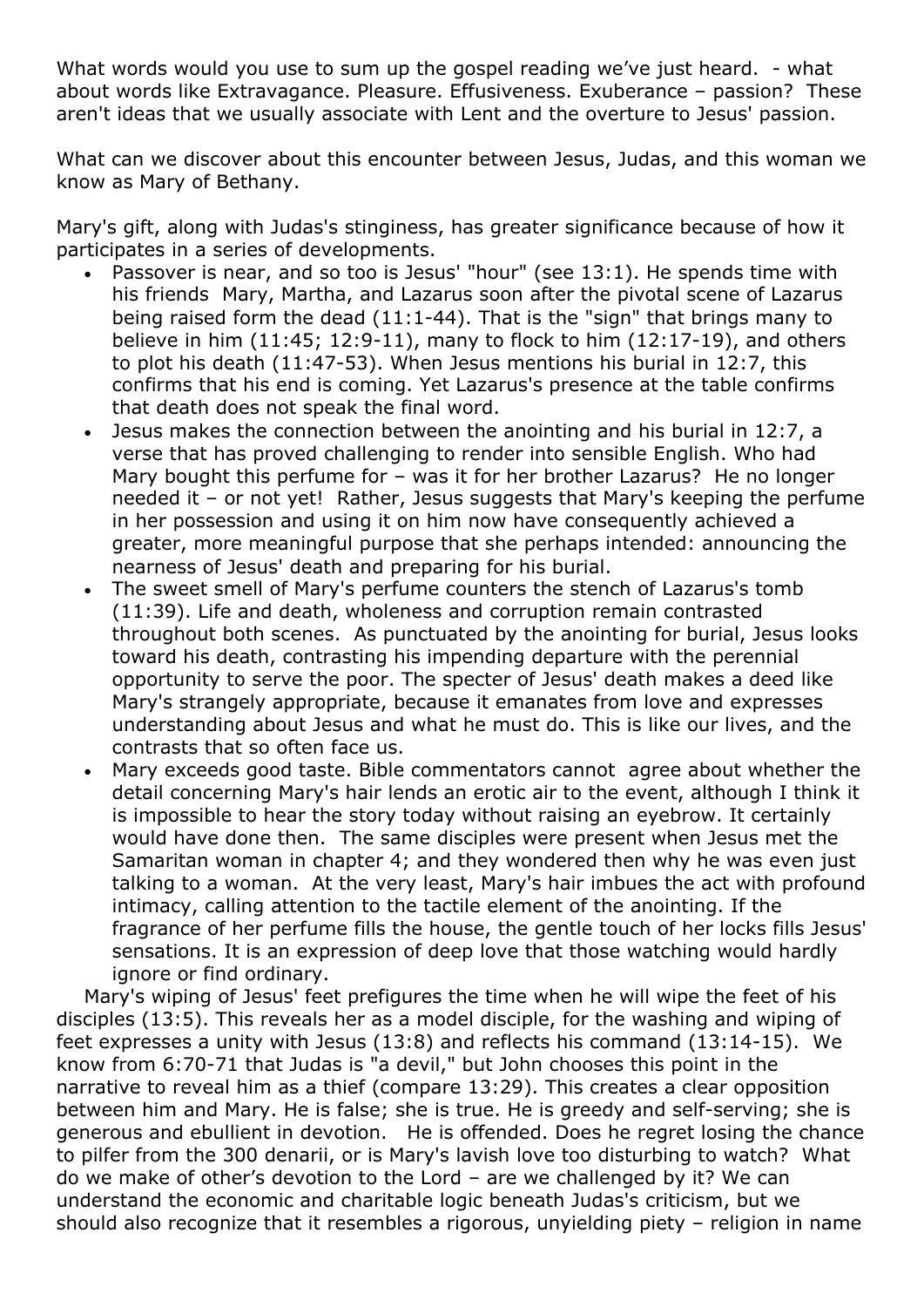What words would you use to sum up the gospel reading we've just heard. - what about words like Extravagance. Pleasure. Effusiveness. Exuberance – passion? These aren't ideas that we usually associate with Lent and the overture to Jesus' passion.

What can we discover about this encounter between Jesus, Judas, and this woman we know as Mary of Bethany.

Mary's gift, along with Judas's stinginess, has greater significance because of how it participates in a series of developments.

- Passover is near, and so too is Jesus' "hour" (see 13:1). He spends time with his friends Mary, Martha, and Lazarus soon after the pivotal scene of Lazarus being raised form the dead (11:1-44). That is the "sign" that brings many to believe in him (11:45; 12:9-11), many to flock to him (12:17-19), and others to plot his death (11:47-53). When Jesus mentions his burial in 12:7, this confirms that his end is coming. Yet Lazarus's presence at the table confirms that death does not speak the final word.
- Jesus makes the connection between the anointing and his burial in 12:7, a verse that has proved challenging to render into sensible English. Who had Mary bought this perfume for – was it for her brother Lazarus? He no longer needed it – or not yet! Rather, Jesus suggests that Mary's keeping the perfume in her possession and using it on him now have consequently achieved a greater, more meaningful purpose that she perhaps intended: announcing the nearness of Jesus' death and preparing for his burial.
- The sweet smell of Mary's perfume counters the stench of Lazarus's tomb (11:39). Life and death, wholeness and corruption remain contrasted throughout both scenes. As punctuated by the anointing for burial, Jesus looks toward his death, contrasting his impending departure with the perennial opportunity to serve the poor. The specter of Jesus' death makes a deed like Mary's strangely appropriate, because it emanates from love and expresses understanding about Jesus and what he must do. This is like our lives, and the contrasts that so often face us.
- Mary exceeds good taste. Bible commentators cannot agree about whether the detail concerning Mary's hair lends an erotic air to the event, although I think it is impossible to hear the story today without raising an eyebrow. It certainly would have done then. The same disciples were present when Jesus met the Samaritan woman in chapter 4; and they wondered then why he was even just talking to a woman. At the very least, Mary's hair imbues the act with profound intimacy, calling attention to the tactile element of the anointing. If the fragrance of her perfume fills the house, the gentle touch of her locks fills Jesus' sensations. It is an expression of deep love that those watching would hardly ignore or find ordinary.

Mary's wiping of Jesus' feet prefigures the time when he will wipe the feet of his disciples (13:5). This reveals her as a model disciple, for the washing and wiping of feet expresses a unity with Jesus (13:8) and reflects his command (13:14-15). We know from 6:70-71 that Judas is "a devil," but John chooses this point in the narrative to reveal him as a thief (compare 13:29). This creates a clear opposition between him and Mary. He is false; she is true. He is greedy and self-serving; she is generous and ebullient in devotion. He is offended. Does he regret losing the chance to pilfer from the 300 denarii, or is Mary's lavish love too disturbing to watch? What do we make of other's devotion to the Lord – are we challenged by it? We can understand the economic and charitable logic beneath Judas's criticism, but we should also recognize that it resembles a rigorous, unyielding piety – religion in name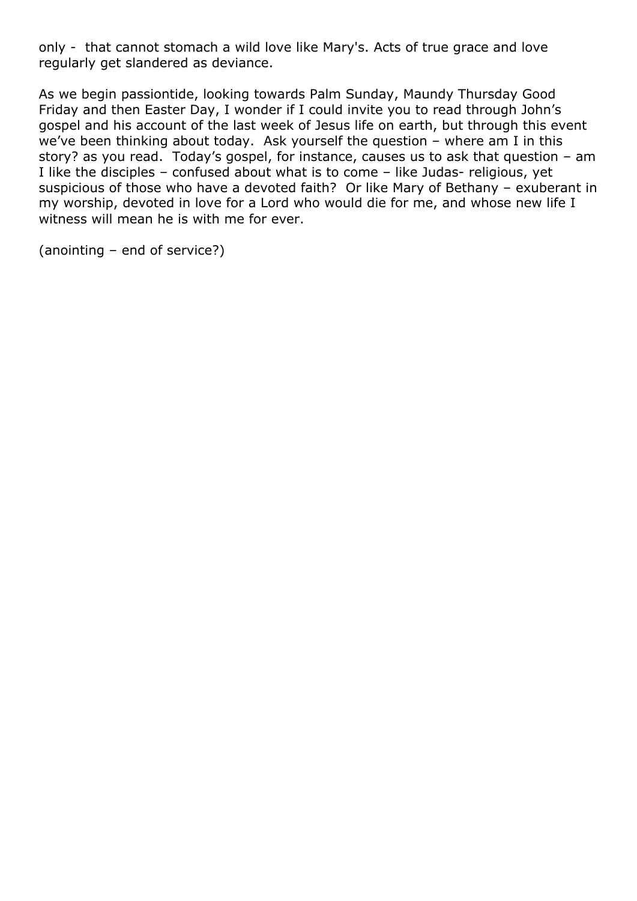only - that cannot stomach a wild love like Mary's. Acts of true grace and love regularly get slandered as deviance.

As we begin passiontide, looking towards Palm Sunday, Maundy Thursday Good Friday and then Easter Day, I wonder if I could invite you to read through John's gospel and his account of the last week of Jesus life on earth, but through this event we've been thinking about today. Ask yourself the question – where am I in this story? as you read. Today's gospel, for instance, causes us to ask that question – am I like the disciples – confused about what is to come – like Judas- religious, yet suspicious of those who have a devoted faith? Or like Mary of Bethany – exuberant in my worship, devoted in love for a Lord who would die for me, and whose new life I witness will mean he is with me for ever.

(anointing – end of service?)